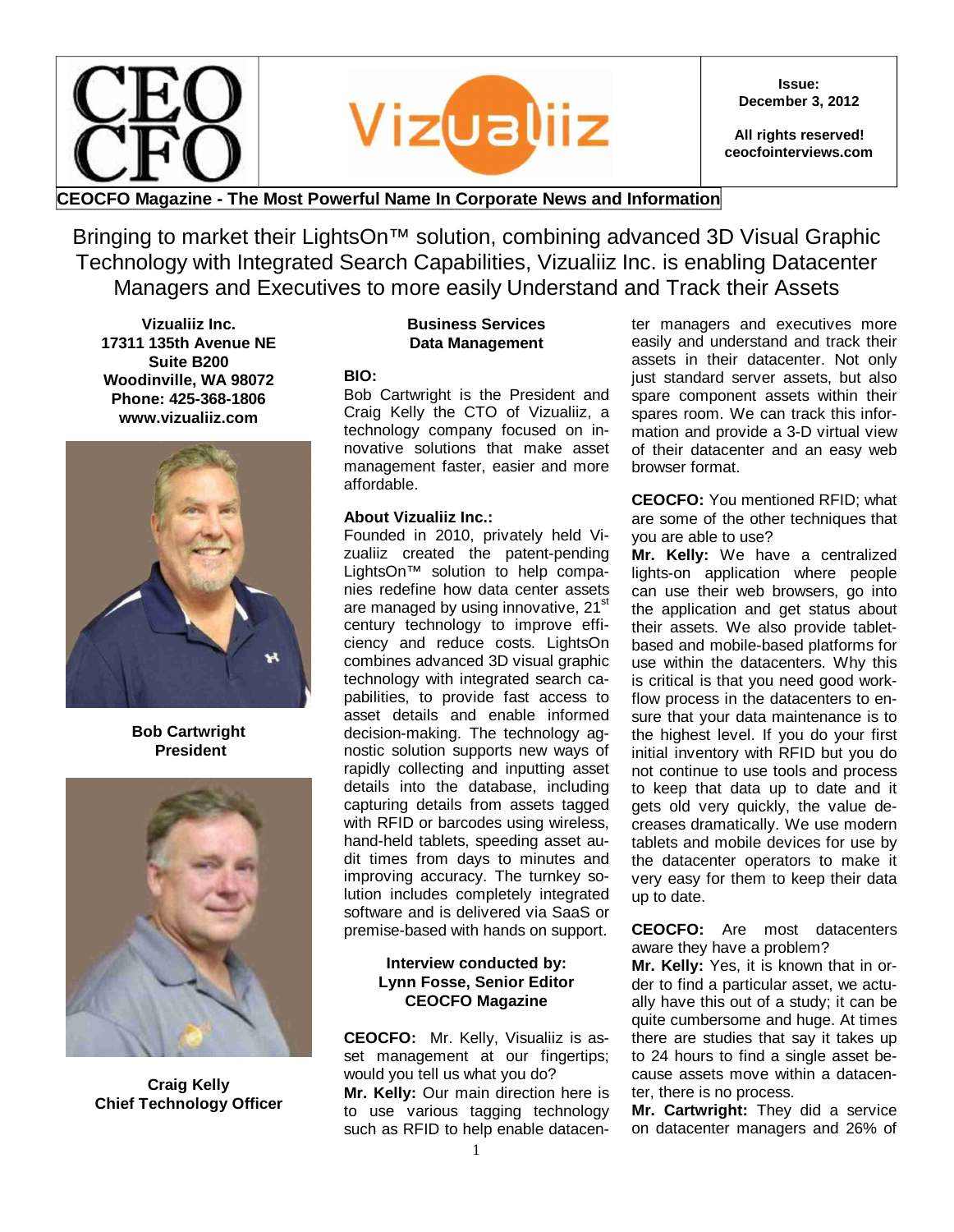**Issue: December 3, 2012**

**All rights reserved! ceocfointerviews.com**

**CEOCFO Magazine - The Most Powerful Name In Corporate News and Information**

# Bringing to market their LightsOn™ solution, combining advanced 3D Visual Graphic Technology with Integrated Search Capabilities, Vizualiiz Inc. is enabling Datacenter Managers and Executives to more easily Understand and Track their Assets

**Vizualiiz Inc.**
**17311 135th Avenue NE**
**Suite B200**
**Woodinville, WA 98072**
**Phone: 425-368-1806**
**www.vizualiiz.com**

**Bob Cartwright**
**President**

**Craig Kelly**
**Chief Technology Officer**

**Business Services**
**Data Management**

**BIO:**
Bob Cartwright is the President and Craig Kelly the CTO of Vizualiiz, a technology company focused on innovative solutions that make asset management faster, easier and more affordable.

**About Vizualiiz Inc.:**
Founded in 2010, privately held Vizualiiz created the patent-pending LightsOn™ solution to help companies redefine how data center assets are managed by using innovative, 21st century technology to improve efficiency and reduce costs. LightsOn combines advanced 3D visual graphic technology with integrated search capabilities, to provide fast access to asset details and enable informed decision-making. The technology agnostic solution supports new ways of rapidly collecting and inputting asset details into the database, including capturing details from assets tagged with RFID or barcodes using wireless, hand-held tablets, speeding asset audit times from days to minutes and improving accuracy. The turnkey solution includes completely integrated software and is delivered via SaaS or premise-based with hands on support.

**Interview conducted by:**
**Lynn Fosse, Senior Editor**
**CEOCFO Magazine**

**CEOCFO:** Mr. Kelly, Visualiiz is asset management at our fingertips; would you tell us what you do?
**Mr. Kelly:** Our main direction here is to use various tagging technology such as RFID to help enable datacenter managers and executives more easily and understand and track their assets in their datacenter. Not only just standard server assets, but also spare component assets within their spares room. We can track this information and provide a 3-D virtual view of their datacenter and an easy web browser format.

**CEOCFO:** You mentioned RFID; what are some of the other techniques that you are able to use?
**Mr. Kelly:** We have a centralized lights-on application where people can use their web browsers, go into the application and get status about their assets. We also provide tablet-based and mobile-based platforms for use within the datacenters. Why this is critical is that you need good workflow process in the datacenters to ensure that your data maintenance is to the highest level. If you do your first initial inventory with RFID but you do not continue to use tools and process to keep that data up to date and it gets old very quickly, the value decreases dramatically. We use modern tablets and mobile devices for use by the datacenter operators to make it very easy for them to keep their data up to date.

**CEOCFO:** Are most datacenters aware they have a problem?
**Mr. Kelly:** Yes, it is known that in order to find a particular asset, we actually have this out of a study; it can be quite cumbersome and huge. At times there are studies that say it takes up to 24 hours to find a single asset because assets move within a datacenter, there is no process.
**Mr. Cartwright:** They did a service on datacenter managers and 26% of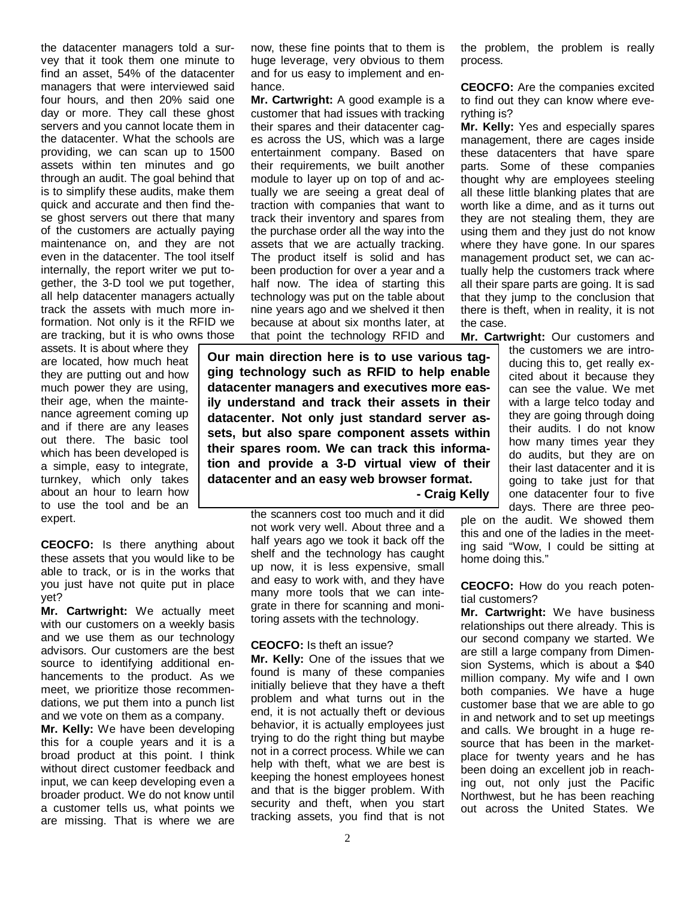the datacenter managers told a survey that it took them one minute to find an asset, 54% of the datacenter managers that were interviewed said four hours, and then 20% said one day or more. They call these ghost servers and you cannot locate them in the datacenter. What the schools are providing, we can scan up to 1500 assets within ten minutes and go through an audit. The goal behind that is to simplify these audits, make them quick and accurate and then find these ghost servers out there that many of the customers are actually paying maintenance on, and they are not even in the datacenter. The tool itself internally, the report writer we put together, the 3-D tool we put together, all help datacenter managers actually track the assets with much more information. Not only is it the RFID we are tracking, but it is who owns those assets. It is about where they are located, how much heat they are putting out and how much power they are using, their age, when the maintenance agreement coming up and if there are any leases out there. The basic tool which has been developed is a simple, easy to integrate, turnkey, which only takes about an hour to learn how to use the tool and be an expert.

**CEOCFO:** Is there anything about these assets that you would like to be able to track, or is in the works that you just have not quite put in place yet?

**Mr. Cartwright:** We actually meet with our customers on a weekly basis and we use them as our technology advisors. Our customers are the best source to identifying additional enhancements to the product. As we meet, we prioritize those recommendations, we put them into a punch list and we vote on them as a company.

**Mr. Kelly:** We have been developing this for a couple years and it is a broad product at this point. I think without direct customer feedback and input, we can keep developing even a broader product. We do not know until a customer tells us, what points we are missing. That is where we are now, these fine points that to them is huge leverage, very obvious to them and for us easy to implement and enhance.

**Mr. Cartwright:** A good example is a customer that had issues with tracking their spares and their datacenter cages across the US, which was a large entertainment company. Based on their requirements, we built another module to layer up on top of and actually we are seeing a great deal of traction with companies that want to track their inventory and spares from the purchase order all the way into the assets that we are actually tracking. The product itself is solid and has been production for over a year and a half now. The idea of starting this technology was put on the table about nine years ago and we shelved it then because at about six months later, at that point the technology RFID and the scanners cost too much and it did not work very well. About three and a half years ago we took it back off the shelf and the technology has caught up now, it is less expensive, small and easy to work with, and they have many more tools that we can integrate in there for scanning and monitoring assets with the technology.

> **Our main direction here is to use various tagging technology such as RFID to help enable datacenter managers and executives more easily understand and track their assets in their datacenter. Not only just standard server assets, but also spare component assets within their spares room. We can track this information and provide a 3-D virtual view of their datacenter and an easy web browser format.**
>
> **- Craig Kelly**

**CEOCFO:** Is theft an issue?

**Mr. Kelly:** One of the issues that we found is many of these companies initially believe that they have a theft problem and what turns out in the end, it is not actually theft or devious behavior, it is actually employees just trying to do the right thing but maybe not in a correct process. While we can help with theft, what we are best is keeping the honest employees honest and that is the bigger problem. With security and theft, when you start tracking assets, you find that is not the problem, the problem is really process.

**CEOCFO:** Are the companies excited to find out they can know where everything is?

**Mr. Kelly:** Yes and especially spares management, there are cages inside these datacenters that have spare parts. Some of these companies thought why are employees steeling all these little blanking plates that are worth like a dime, and as it turns out they are not stealing them, they are using them and they just do not know where they have gone. In our spares management product set, we can actually help the customers track where all their spare parts are going. It is sad that they jump to the conclusion that there is theft, when in reality, it is not the case.

**Mr. Cartwright:** Our customers and the customers we are introducing this to, get really excited about it because they can see the value. We met with a large telco today and they are going through doing their audits. I do not know how many times year they do audits, but they are on their last datacenter and it is going to take just for that one datacenter four to five days. There are three people on the audit. We showed them this and one of the ladies in the meeting said "Wow, I could be sitting at home doing this."

**CEOCFO:** How do you reach potential customers?

**Mr. Cartwright:** We have business relationships out there already. This is our second company we started. We are still a large company from Dimension Systems, which is about a $40 million company. My wife and I own both companies. We have a huge customer base that we are able to go in and network and to set up meetings and calls. We brought in a huge resource that has been in the marketplace for twenty years and he has been doing an excellent job in reaching out, not only just the Pacific Northwest, but he has been reaching out across the United States. We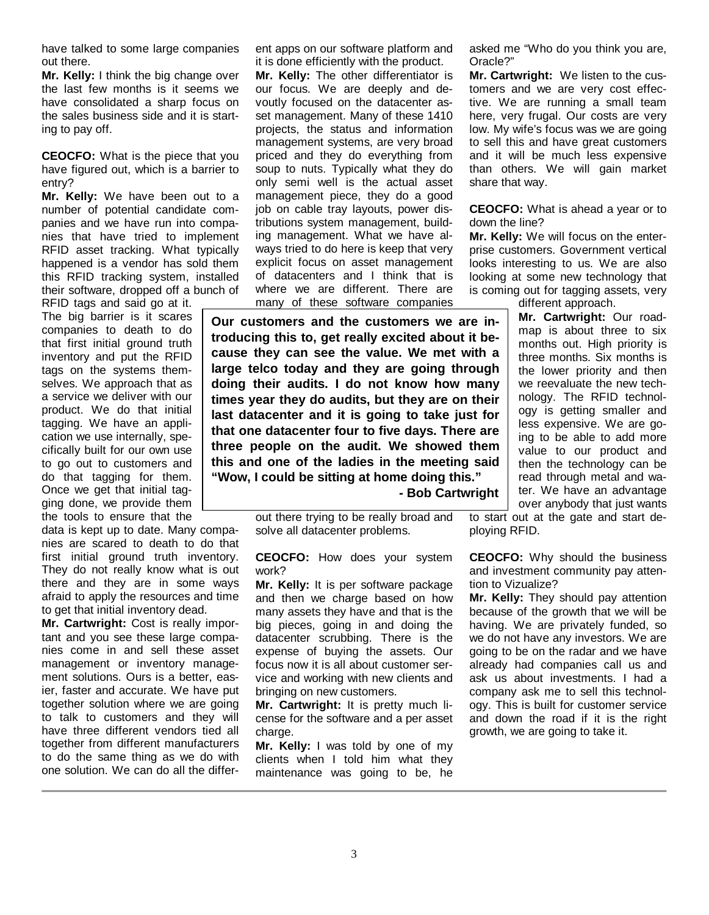have talked to some large companies out there.

**Mr. Kelly:** I think the big change over the last few months is it seems we have consolidated a sharp focus on the sales business side and it is starting to pay off.

**CEOCFO:** What is the piece that you have figured out, which is a barrier to entry?

**Mr. Kelly:** We have been out to a number of potential candidate companies and we have run into companies that have tried to implement RFID asset tracking. What typically happened is a vendor has sold them this RFID tracking system, installed their software, dropped off a bunch of RFID tags and said go at it. The big barrier is it scares companies to death to do that first initial ground truth inventory and put the RFID tags on the systems themselves. We approach that as a service we deliver with our product. We do that initial tagging. We have an application we use internally, specifically built for our own use to go out to customers and do that tagging for them. Once we get that initial tagging done, we provide them the tools to ensure that the data is kept up to date. Many companies are scared to death to do that first initial ground truth inventory. They do not really know what is out there and they are in some ways afraid to apply the resources and time to get that initial inventory dead.

**Mr. Cartwright:** Cost is really important and you see these large companies come in and sell these asset management or inventory management solutions. Ours is a better, easier, faster and accurate. We have put together solution where we are going to talk to customers and they will have three different vendors tied all together from different manufacturers to do the same thing as we do with one solution. We can do all the different apps on our software platform and it is done efficiently with the product.

**Mr. Kelly:** The other differentiator is our focus. We are deeply and devoutly focused on the datacenter asset management. Many of these 1410 projects, the status and information management systems, are very broad priced and they do everything from soup to nuts. Typically what they do only semi well is the actual asset management piece, they do a good job on cable tray layouts, power distributions system management, building management. What we have always tried to do here is keep that very explicit focus on asset management of datacenters and I think that is where we are different. There are many of these software companies out there trying to be really broad and solve all datacenter problems.

> **Our customers and the customers we are introducing this to, get really excited about it because they can see the value. We met with a large telco today and they are going through doing their audits. I do not know how many times year they do audits, but they are on their last datacenter and it is going to take just for that one datacenter four to five days. There are three people on the audit. We showed them this and one of the ladies in the meeting said "Wow, I could be sitting at home doing this."**
>
> **- Bob Cartwright**

**CEOCFO:** How does your system work?

**Mr. Kelly:** It is per software package and then we charge based on how many assets they have and that is the big pieces, going in and doing the datacenter scrubbing. There is the expense of buying the assets. Our focus now it is all about customer service and working with new clients and bringing on new customers.

**Mr. Cartwright:** It is pretty much license for the software and a per asset charge.

**Mr. Kelly:** I was told by one of my clients when I told him what they maintenance was going to be, he asked me "Who do you think you are, Oracle?"

**Mr. Cartwright:** We listen to the customers and we are very cost effective. We are running a small team here, very frugal. Our costs are very low. My wife's focus was we are going to sell this and have great customers and it will be much less expensive than others. We will gain market share that way.

**CEOCFO:** What is ahead a year or to down the line?

**Mr. Kelly:** We will focus on the enterprise customers. Government vertical looks interesting to us. We are also looking at some new technology that is coming out for tagging assets, very different approach.

**Mr. Cartwright:** Our roadmap is about three to six months out. High priority is three months. Six months is the lower priority and then we reevaluate the new technology. The RFID technology is getting smaller and less expensive. We are going to be able to add more value to our product and then the technology can be read through metal and water. We have an advantage over anybody that just wants to start out at the gate and start deploying RFID.

**CEOCFO:** Why should the business and investment community pay attention to Vizualize?

**Mr. Kelly:** They should pay attention because of the growth that we will be having. We are privately funded, so we do not have any investors. We are going to be on the radar and we have already had companies call us and ask us about investments. I had a company ask me to sell this technology. This is built for customer service and down the road if it is the right growth, we are going to take it.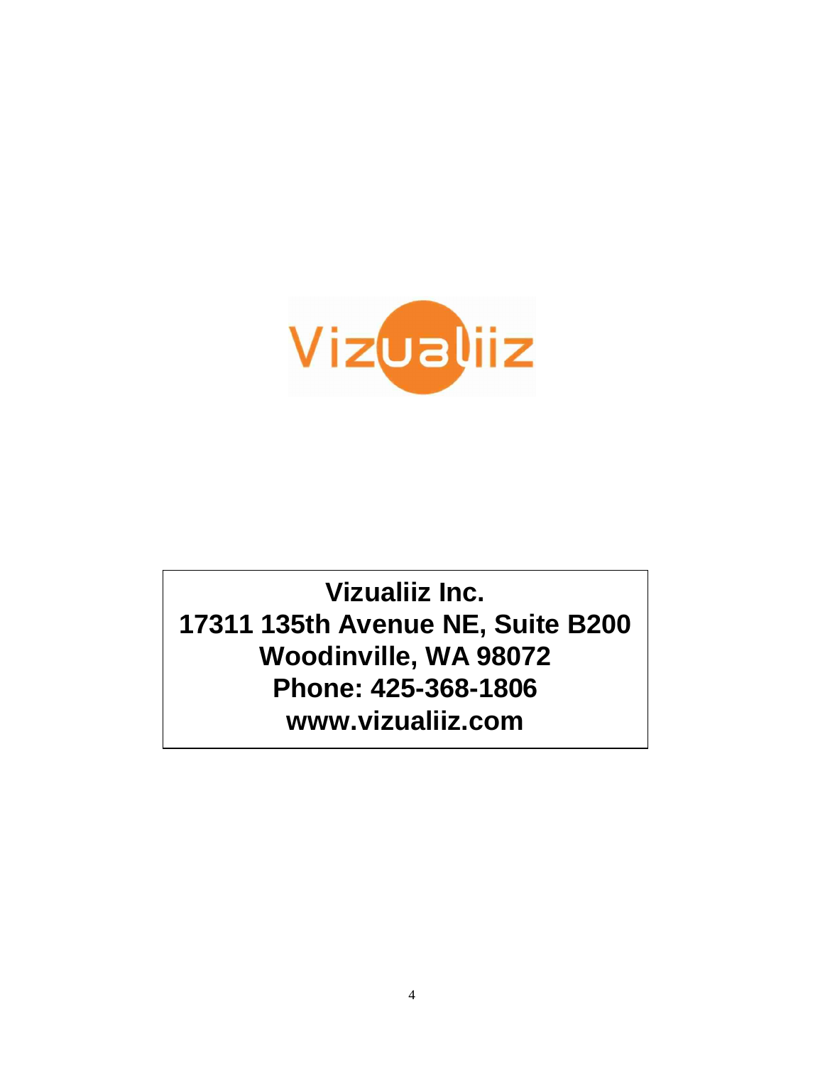**Vizualiiz Inc.**
**17311 135th Avenue NE, Suite B200**
**Woodinville, WA 98072**
**Phone: 425-368-1806**
**www.vizualiiz.com**